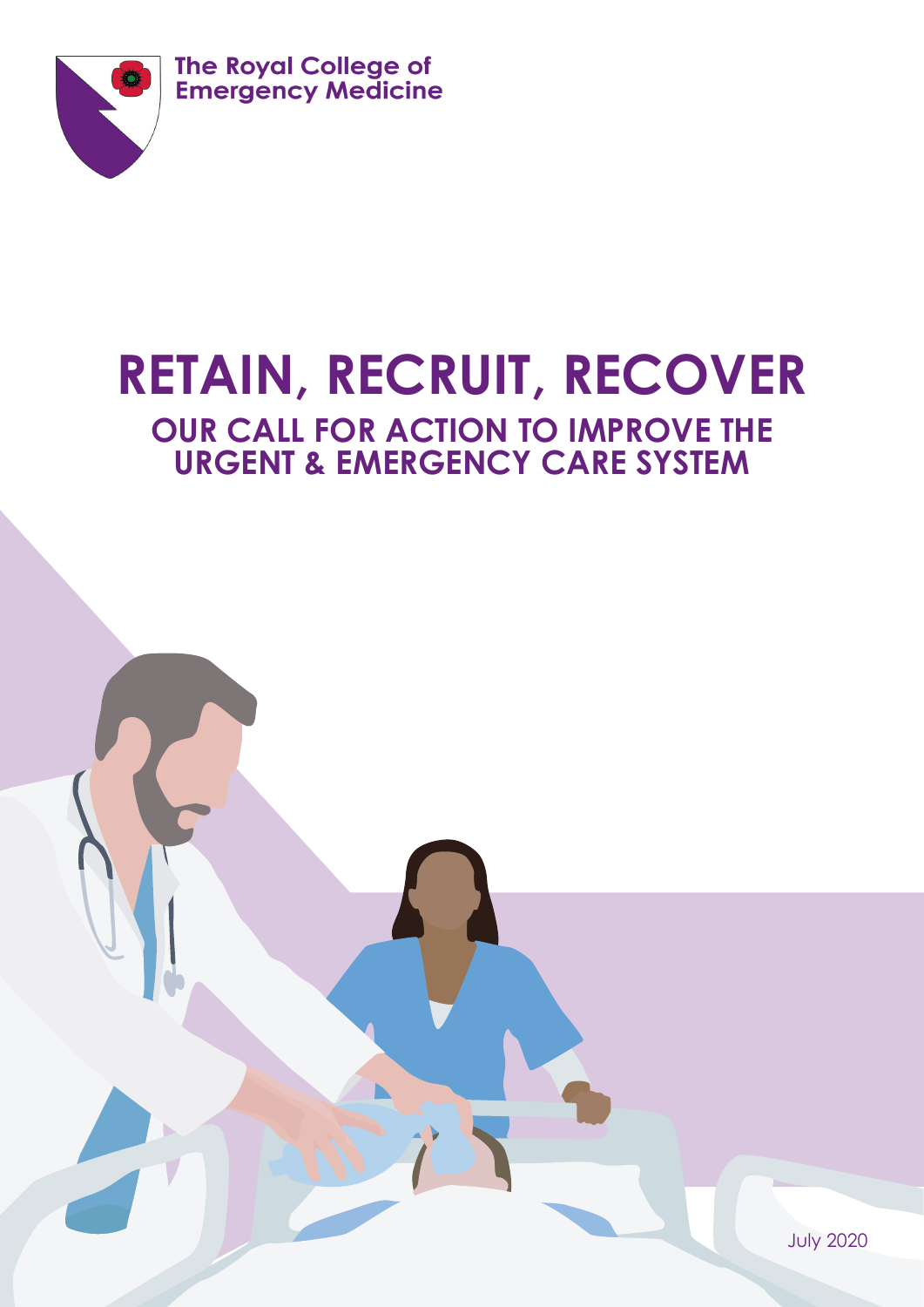The Royal College of Emergency Medicine

# RETAIN, RECRUIT, RECOVER

## OUR CALL FOR ACTION TO IMPROVE THE URGENT & EMERGENCY CARE SYSTEM

July 2020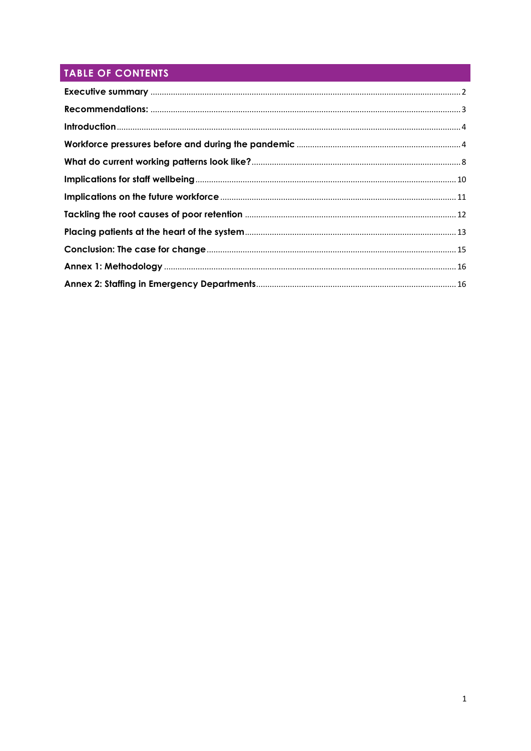## TABLE OF CONTENTS

- **Executive summary** ..... 2
- **Recommendations:** ..... 3
- **Introduction** ..... 4
- **Workforce pressures before and during the pandemic** ..... 4
- **What do current working patterns look like?** ..... 8
- **Implications for staff wellbeing** ..... 10
- **Implications on the future workforce** ..... 11
- **Tackling the root causes of poor retention** ..... 12
- **Placing patients at the heart of the system** ..... 13
- **Conclusion: The case for change** ..... 15
- **Annex 1: Methodology** ..... 16
- **Annex 2: Staffing in Emergency Departments** ..... 16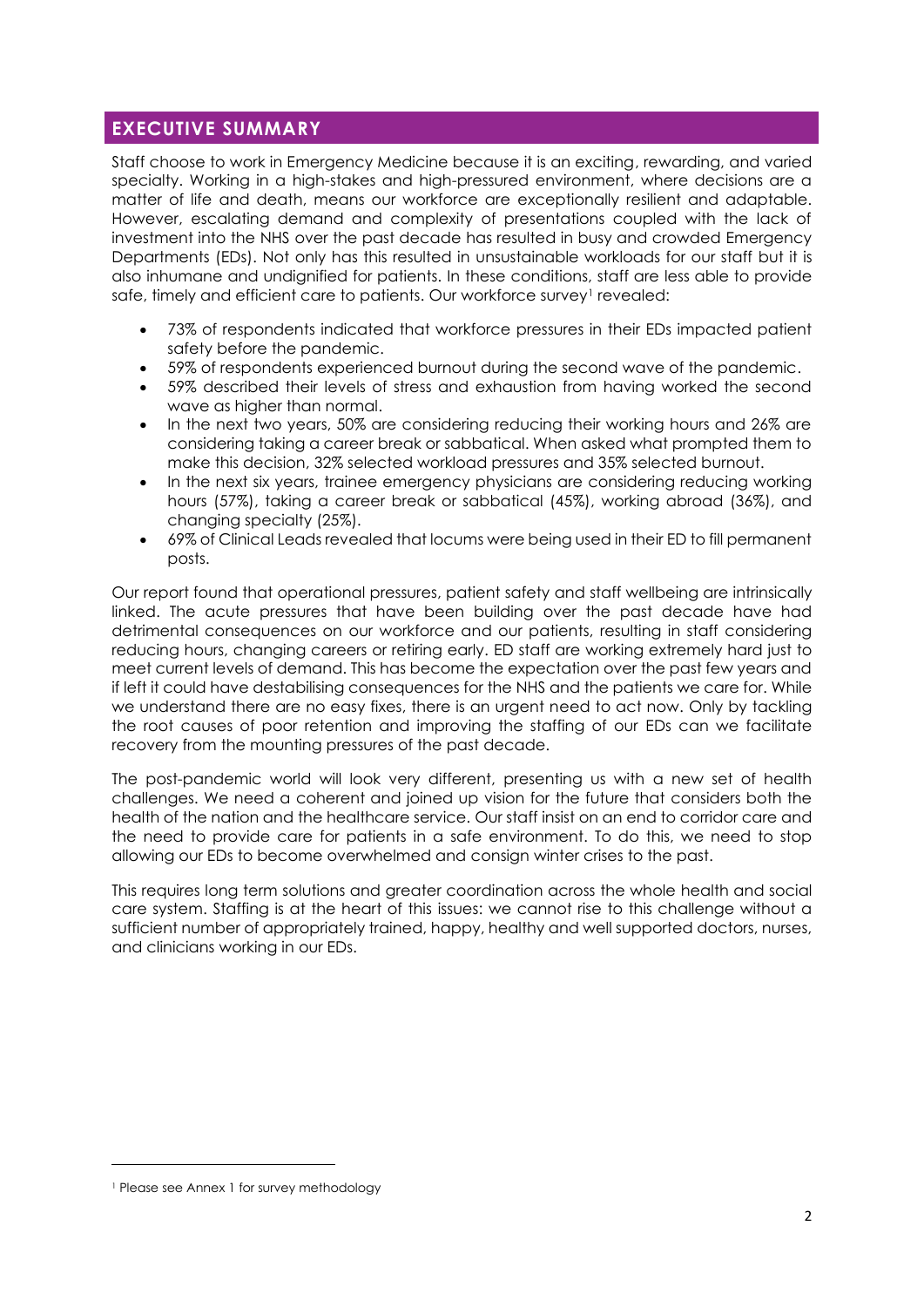## EXECUTIVE SUMMARY

Staff choose to work in Emergency Medicine because it is an exciting, rewarding, and varied specialty. Working in a high-stakes and high-pressured environment, where decisions are a matter of life and death, means our workforce are exceptionally resilient and adaptable. However, escalating demand and complexity of presentations coupled with the lack of investment into the NHS over the past decade has resulted in busy and crowded Emergency Departments (EDs). Not only has this resulted in unsustainable workloads for our staff but it is also inhumane and undignified for patients. In these conditions, staff are less able to provide safe, timely and efficient care to patients. Our workforce survey[1] revealed:

- 73% of respondents indicated that workforce pressures in their EDs impacted patient safety before the pandemic.
- 59% of respondents experienced burnout during the second wave of the pandemic.
- 59% described their levels of stress and exhaustion from having worked the second wave as higher than normal.
- In the next two years, 50% are considering reducing their working hours and 26% are considering taking a career break or sabbatical. When asked what prompted them to make this decision, 32% selected workload pressures and 35% selected burnout.
- In the next six years, trainee emergency physicians are considering reducing working hours (57%), taking a career break or sabbatical (45%), working abroad (36%), and changing specialty (25%).
- 69% of Clinical Leads revealed that locums were being used in their ED to fill permanent posts.

Our report found that operational pressures, patient safety and staff wellbeing are intrinsically linked. The acute pressures that have been building over the past decade have had detrimental consequences on our workforce and our patients, resulting in staff considering reducing hours, changing careers or retiring early. ED staff are working extremely hard just to meet current levels of demand. This has become the expectation over the past few years and if left it could have destabilising consequences for the NHS and the patients we care for. While we understand there are no easy fixes, there is an urgent need to act now. Only by tackling the root causes of poor retention and improving the staffing of our EDs can we facilitate recovery from the mounting pressures of the past decade.

The post-pandemic world will look very different, presenting us with a new set of health challenges. We need a coherent and joined up vision for the future that considers both the health of the nation and the healthcare service. Our staff insist on an end to corridor care and the need to provide care for patients in a safe environment. To do this, we need to stop allowing our EDs to become overwhelmed and consign winter crises to the past.

This requires long term solutions and greater coordination across the whole health and social care system. Staffing is at the heart of this issues: we cannot rise to this challenge without a sufficient number of appropriately trained, happy, healthy and well supported doctors, nurses, and clinicians working in our EDs.

[1] Please see Annex 1 for survey methodology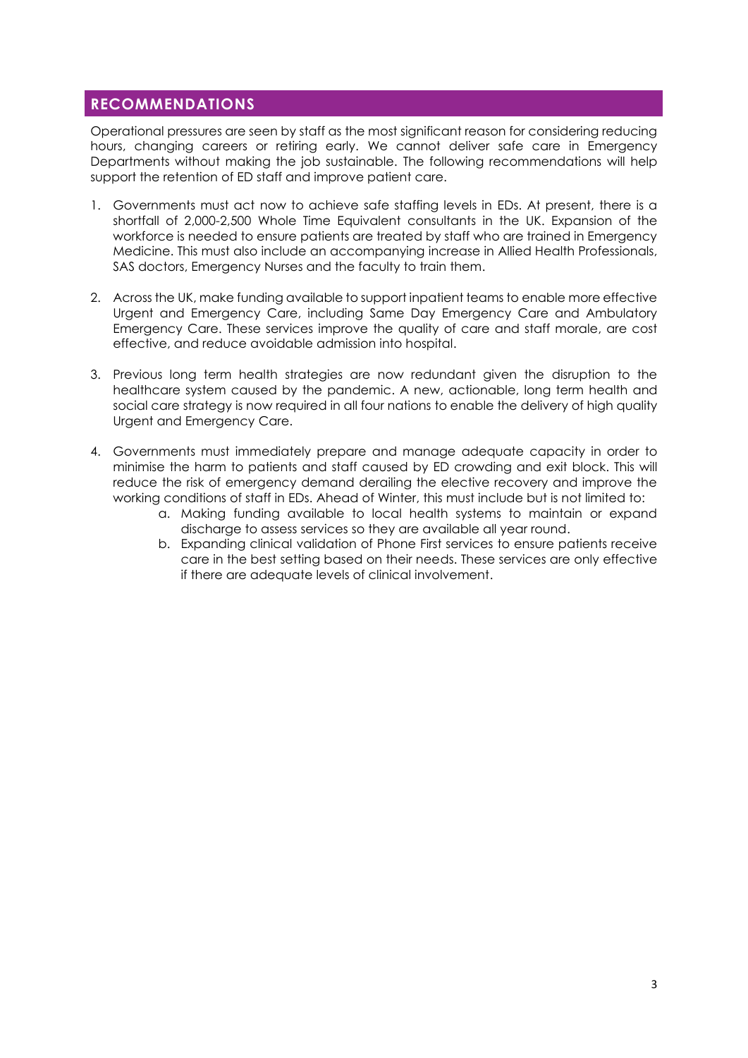## RECOMMENDATIONS

Operational pressures are seen by staff as the most significant reason for considering reducing hours, changing careers or retiring early. We cannot deliver safe care in Emergency Departments without making the job sustainable. The following recommendations will help support the retention of ED staff and improve patient care.

1. Governments must act now to achieve safe staffing levels in EDs. At present, there is a shortfall of 2,000-2,500 Whole Time Equivalent consultants in the UK. Expansion of the workforce is needed to ensure patients are treated by staff who are trained in Emergency Medicine. This must also include an accompanying increase in Allied Health Professionals, SAS doctors, Emergency Nurses and the faculty to train them.

2. Across the UK, make funding available to support inpatient teams to enable more effective Urgent and Emergency Care, including Same Day Emergency Care and Ambulatory Emergency Care. These services improve the quality of care and staff morale, are cost effective, and reduce avoidable admission into hospital.

3. Previous long term health strategies are now redundant given the disruption to the healthcare system caused by the pandemic. A new, actionable, long term health and social care strategy is now required in all four nations to enable the delivery of high quality Urgent and Emergency Care.

4. Governments must immediately prepare and manage adequate capacity in order to minimise the harm to patients and staff caused by ED crowding and exit block. This will reduce the risk of emergency demand derailing the elective recovery and improve the working conditions of staff in EDs. Ahead of Winter, this must include but is not limited to:
   a. Making funding available to local health systems to maintain or expand discharge to assess services so they are available all year round.
   b. Expanding clinical validation of Phone First services to ensure patients receive care in the best setting based on their needs. These services are only effective if there are adequate levels of clinical involvement.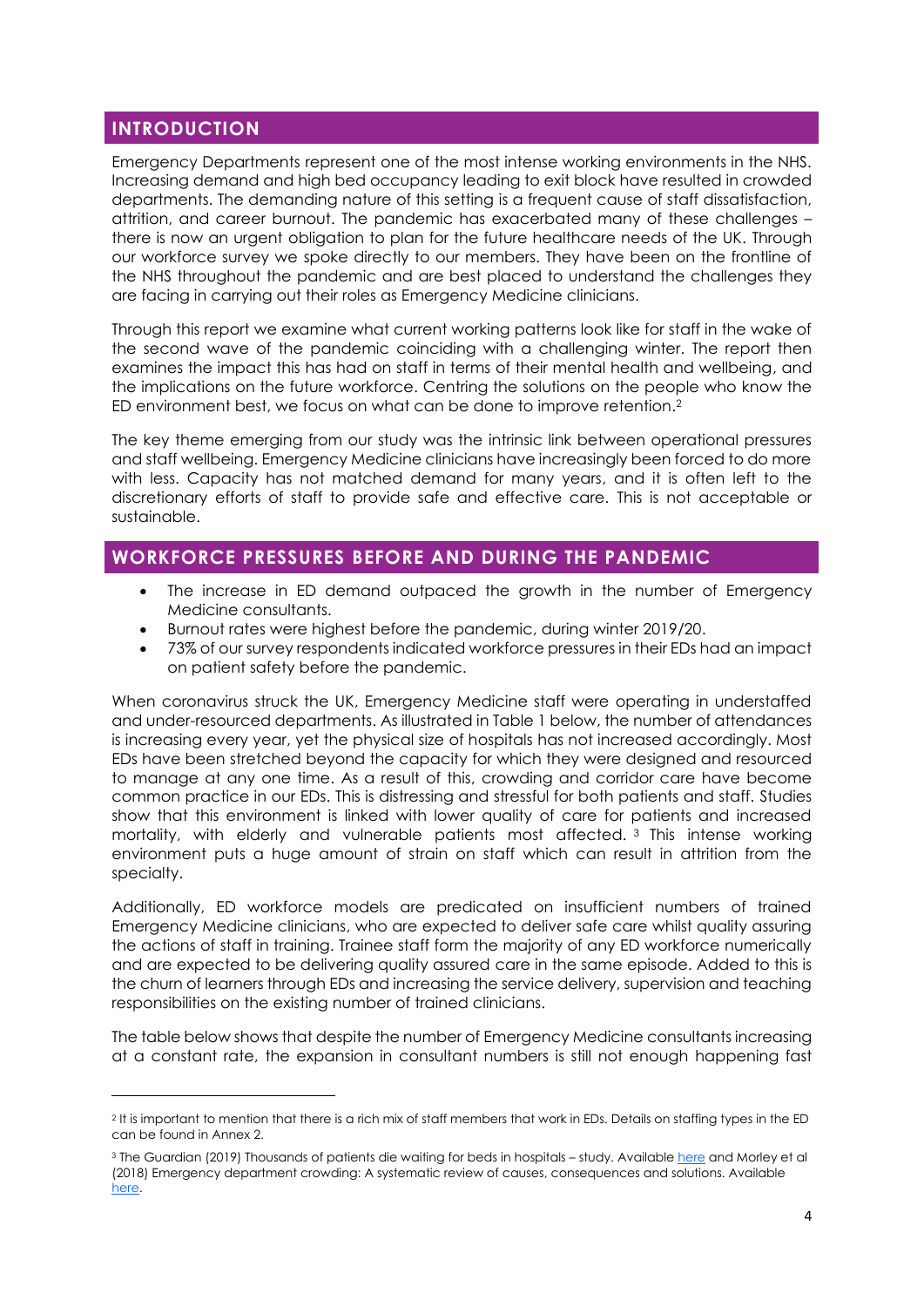## INTRODUCTION

Emergency Departments represent one of the most intense working environments in the NHS. Increasing demand and high bed occupancy leading to exit block have resulted in crowded departments. The demanding nature of this setting is a frequent cause of staff dissatisfaction, attrition, and career burnout. The pandemic has exacerbated many of these challenges – there is now an urgent obligation to plan for the future healthcare needs of the UK. Through our workforce survey we spoke directly to our members. They have been on the frontline of the NHS throughout the pandemic and are best placed to understand the challenges they are facing in carrying out their roles as Emergency Medicine clinicians.

Through this report we examine what current working patterns look like for staff in the wake of the second wave of the pandemic coinciding with a challenging winter. The report then examines the impact this has had on staff in terms of their mental health and wellbeing, and the implications on the future workforce. Centring the solutions on the people who know the ED environment best, we focus on what can be done to improve retention.[2]

The key theme emerging from our study was the intrinsic link between operational pressures and staff wellbeing. Emergency Medicine clinicians have increasingly been forced to do more with less. Capacity has not matched demand for many years, and it is often left to the discretionary efforts of staff to provide safe and effective care. This is not acceptable or sustainable.

## WORKFORCE PRESSURES BEFORE AND DURING THE PANDEMIC

- The increase in ED demand outpaced the growth in the number of Emergency Medicine consultants.
- Burnout rates were highest before the pandemic, during winter 2019/20.
- 73% of our survey respondents indicated workforce pressures in their EDs had an impact on patient safety before the pandemic.

When coronavirus struck the UK, Emergency Medicine staff were operating in understaffed and under-resourced departments. As illustrated in Table 1 below, the number of attendances is increasing every year, yet the physical size of hospitals has not increased accordingly. Most EDs have been stretched beyond the capacity for which they were designed and resourced to manage at any one time. As a result of this, crowding and corridor care have become common practice in our EDs. This is distressing and stressful for both patients and staff. Studies show that this environment is linked with lower quality of care for patients and increased mortality, with elderly and vulnerable patients most affected. [3] This intense working environment puts a huge amount of strain on staff which can result in attrition from the specialty.

Additionally, ED workforce models are predicated on insufficient numbers of trained Emergency Medicine clinicians, who are expected to deliver safe care whilst quality assuring the actions of staff in training. Trainee staff form the majority of any ED workforce numerically and are expected to be delivering quality assured care in the same episode. Added to this is the churn of learners through EDs and increasing the service delivery, supervision and teaching responsibilities on the existing number of trained clinicians.

The table below shows that despite the number of Emergency Medicine consultants increasing at a constant rate, the expansion in consultant numbers is still not enough happening fast

---

[2] It is important to mention that there is a rich mix of staff members that work in EDs. Details on staffing types in the ED can be found in Annex 2.

[3] The Guardian (2019) Thousands of patients die waiting for beds in hospitals – study. Available here and Morley et al (2018) Emergency department crowding: A systematic review of causes, consequences and solutions. Available here.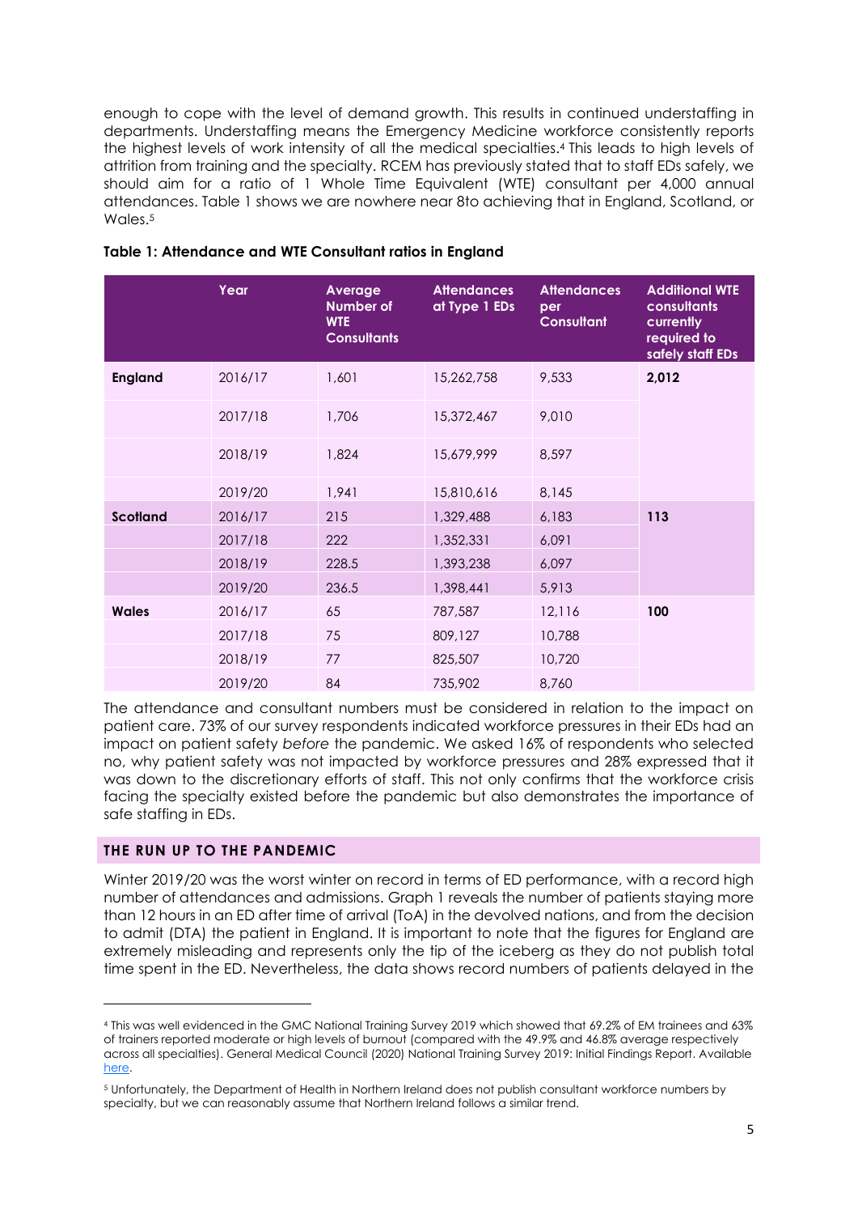enough to cope with the level of demand growth. This results in continued understaffing in departments. Understaffing means the Emergency Medicine workforce consistently reports the highest levels of work intensity of all the medical specialties.[4] This leads to high levels of attrition from training and the specialty. RCEM has previously stated that to staff EDs safely, we should aim for a ratio of 1 Whole Time Equivalent (WTE) consultant per 4,000 annual attendances. Table 1 shows we are nowhere near 8to achieving that in England, Scotland, or Wales.[5]

**Table 1: Attendance and WTE Consultant ratios in England**

| | Year | Average Number of WTE Consultants | Attendances at Type 1 EDs | Attendances per Consultant | Additional WTE consultants currently required to safely staff EDs |
|---|---|---|---|---|---|
| **England** | 2016/17 | 1,601 | 15,262,758 | 9,533 | **2,012** |
| | 2017/18 | 1,706 | 15,372,467 | 9,010 | |
| | 2018/19 | 1,824 | 15,679,999 | 8,597 | |
| | 2019/20 | 1,941 | 15,810,616 | 8,145 | |
| **Scotland** | 2016/17 | 215 | 1,329,488 | 6,183 | **113** |
| | 2017/18 | 222 | 1,352,331 | 6,091 | |
| | 2018/19 | 228.5 | 1,393,238 | 6,097 | |
| | 2019/20 | 236.5 | 1,398,441 | 5,913 | |
| **Wales** | 2016/17 | 65 | 787,587 | 12,116 | **100** |
| | 2017/18 | 75 | 809,127 | 10,788 | |
| | 2018/19 | 77 | 825,507 | 10,720 | |
| | 2019/20 | 84 | 735,902 | 8,760 | |

The attendance and consultant numbers must be considered in relation to the impact on patient care. 73% of our survey respondents indicated workforce pressures in their EDs had an impact on patient safety *before* the pandemic. We asked 16% of respondents who selected no, why patient safety was not impacted by workforce pressures and 28% expressed that it was down to the discretionary efforts of staff. This not only confirms that the workforce crisis facing the specialty existed before the pandemic but also demonstrates the importance of safe staffing in EDs.

## THE RUN UP TO THE PANDEMIC

Winter 2019/20 was the worst winter on record in terms of ED performance, with a record high number of attendances and admissions. Graph 1 reveals the number of patients staying more than 12 hours in an ED after time of arrival (ToA) in the devolved nations, and from the decision to admit (DTA) the patient in England. It is important to note that the figures for England are extremely misleading and represents only the tip of the iceberg as they do not publish total time spent in the ED. Nevertheless, the data shows record numbers of patients delayed in the

[4] This was well evidenced in the GMC National Training Survey 2019 which showed that 69.2% of EM trainees and 63% of trainers reported moderate or high levels of burnout (compared with the 49.9% and 46.8% average respectively across all specialties). General Medical Council (2020) National Training Survey 2019: Initial Findings Report. Available here.

[5] Unfortunately, the Department of Health in Northern Ireland does not publish consultant workforce numbers by specialty, but we can reasonably assume that Northern Ireland follows a similar trend.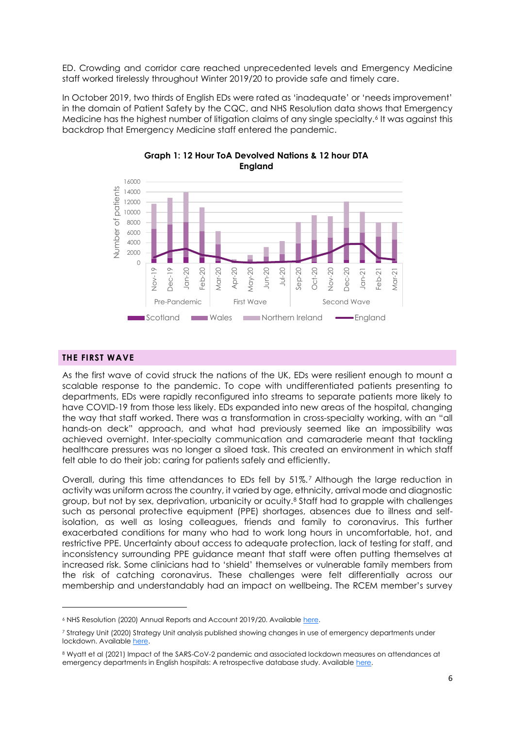ED. Crowding and corridor care reached unprecedented levels and Emergency Medicine staff worked tirelessly throughout Winter 2019/20 to provide safe and timely care.

In October 2019, two thirds of English EDs were rated as 'inadequate' or 'needs improvement' in the domain of Patient Safety by the CQC, and NHS Resolution data shows that Emergency Medicine has the highest number of litigation claims of any single specialty.[6] It was against this backdrop that Emergency Medicine staff entered the pandemic.

**Graph 1: 12 Hour ToA Devolved Nations & 12 hour DTA England**

## THE FIRST WAVE

As the first wave of covid struck the nations of the UK, EDs were resilient enough to mount a scalable response to the pandemic. To cope with undifferentiated patients presenting to departments, EDs were rapidly reconfigured into streams to separate patients more likely to have COVID-19 from those less likely. EDs expanded into new areas of the hospital, changing the way that staff worked. There was a transformation in cross-specialty working, with an "all hands-on deck" approach, and what had previously seemed like an impossibility was achieved overnight. Inter-specialty communication and camaraderie meant that tackling healthcare pressures was no longer a siloed task. This created an environment in which staff felt able to do their job: caring for patients safely and efficiently.

Overall, during this time attendances to EDs fell by 51%.[7] Although the large reduction in activity was uniform across the country, it varied by age, ethnicity, arrival mode and diagnostic group, but not by sex, deprivation, urbanicity or acuity.[8] Staff had to grapple with challenges such as personal protective equipment (PPE) shortages, absences due to illness and self-isolation, as well as losing colleagues, friends and family to coronavirus. This further exacerbated conditions for many who had to work long hours in uncomfortable, hot, and restrictive PPE. Uncertainty about access to adequate protection, lack of testing for staff, and inconsistency surrounding PPE guidance meant that staff were often putting themselves at increased risk. Some clinicians had to 'shield' themselves or vulnerable family members from the risk of catching coronavirus. These challenges were felt differentially across our membership and understandably had an impact on wellbeing. The RCEM member's survey

---

[6] NHS Resolution (2020) Annual Reports and Account 2019/20. Available here.

[7] Strategy Unit (2020) Strategy Unit analysis published showing changes in use of emergency departments under lockdown. Available here.

[8] Wyatt et al (2021) Impact of the SARS-CoV-2 pandemic and associated lockdown measures on attendances at emergency departments in English hospitals: A retrospective database study. Available here.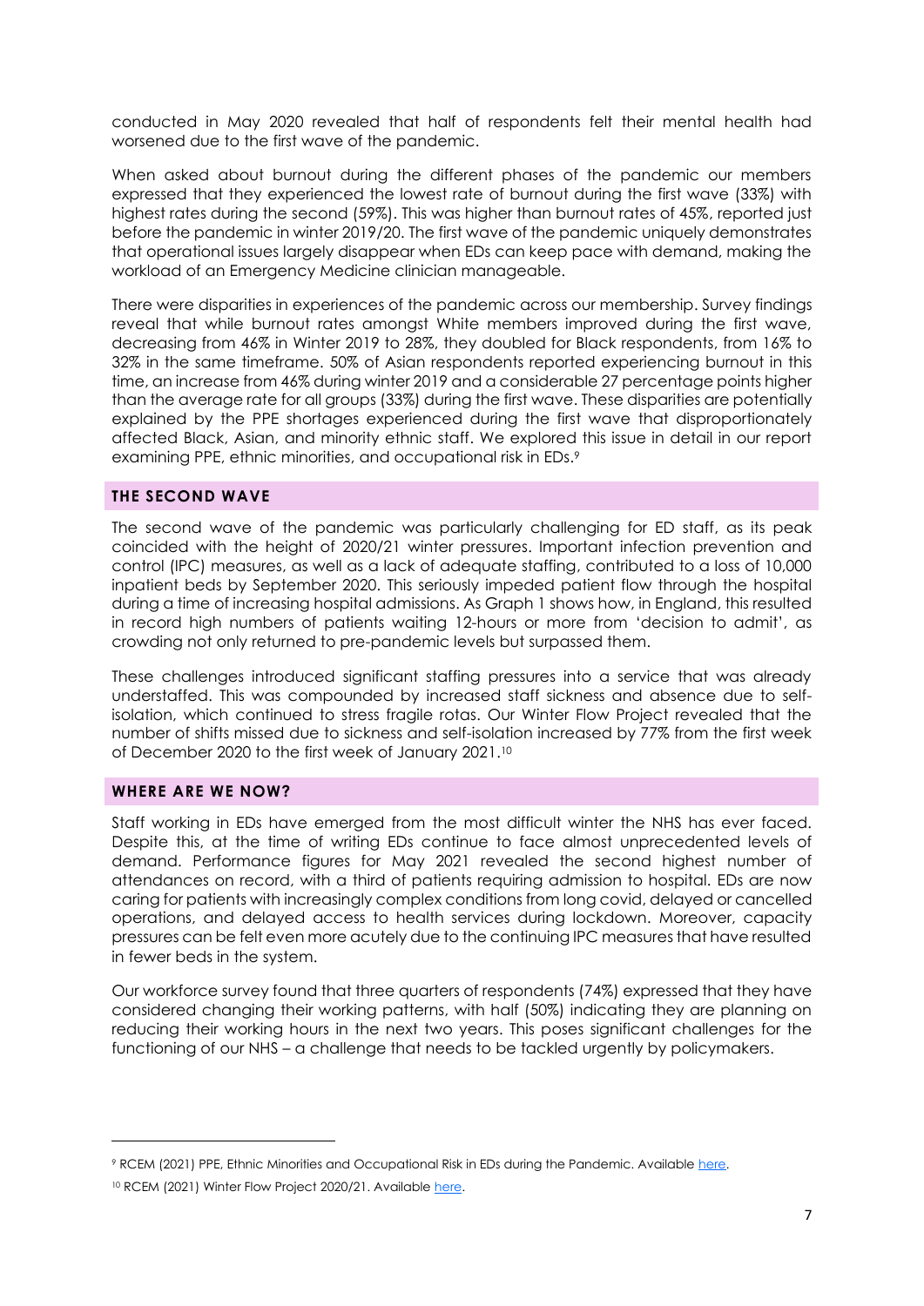conducted in May 2020 revealed that half of respondents felt their mental health had worsened due to the first wave of the pandemic.

When asked about burnout during the different phases of the pandemic our members expressed that they experienced the lowest rate of burnout during the first wave (33%) with highest rates during the second (59%). This was higher than burnout rates of 45%, reported just before the pandemic in winter 2019/20. The first wave of the pandemic uniquely demonstrates that operational issues largely disappear when EDs can keep pace with demand, making the workload of an Emergency Medicine clinician manageable.

There were disparities in experiences of the pandemic across our membership. Survey findings reveal that while burnout rates amongst White members improved during the first wave, decreasing from 46% in Winter 2019 to 28%, they doubled for Black respondents, from 16% to 32% in the same timeframe. 50% of Asian respondents reported experiencing burnout in this time, an increase from 46% during winter 2019 and a considerable 27 percentage points higher than the average rate for all groups (33%) during the first wave. These disparities are potentially explained by the PPE shortages experienced during the first wave that disproportionately affected Black, Asian, and minority ethnic staff. We explored this issue in detail in our report examining PPE, ethnic minorities, and occupational risk in EDs.[9]

## THE SECOND WAVE

The second wave of the pandemic was particularly challenging for ED staff, as its peak coincided with the height of 2020/21 winter pressures. Important infection prevention and control (IPC) measures, as well as a lack of adequate staffing, contributed to a loss of 10,000 inpatient beds by September 2020. This seriously impeded patient flow through the hospital during a time of increasing hospital admissions. As Graph 1 shows how, in England, this resulted in record high numbers of patients waiting 12-hours or more from 'decision to admit', as crowding not only returned to pre-pandemic levels but surpassed them.

These challenges introduced significant staffing pressures into a service that was already understaffed. This was compounded by increased staff sickness and absence due to self-isolation, which continued to stress fragile rotas. Our Winter Flow Project revealed that the number of shifts missed due to sickness and self-isolation increased by 77% from the first week of December 2020 to the first week of January 2021.[10]

## WHERE ARE WE NOW?

Staff working in EDs have emerged from the most difficult winter the NHS has ever faced. Despite this, at the time of writing EDs continue to face almost unprecedented levels of demand. Performance figures for May 2021 revealed the second highest number of attendances on record, with a third of patients requiring admission to hospital. EDs are now caring for patients with increasingly complex conditions from long covid, delayed or cancelled operations, and delayed access to health services during lockdown. Moreover, capacity pressures can be felt even more acutely due to the continuing IPC measures that have resulted in fewer beds in the system.

Our workforce survey found that three quarters of respondents (74%) expressed that they have considered changing their working patterns, with half (50%) indicating they are planning on reducing their working hours in the next two years. This poses significant challenges for the functioning of our NHS – a challenge that needs to be tackled urgently by policymakers.

---

[9] RCEM (2021) PPE, Ethnic Minorities and Occupational Risk in EDs during the Pandemic. Available here.

[10] RCEM (2021) Winter Flow Project 2020/21. Available here.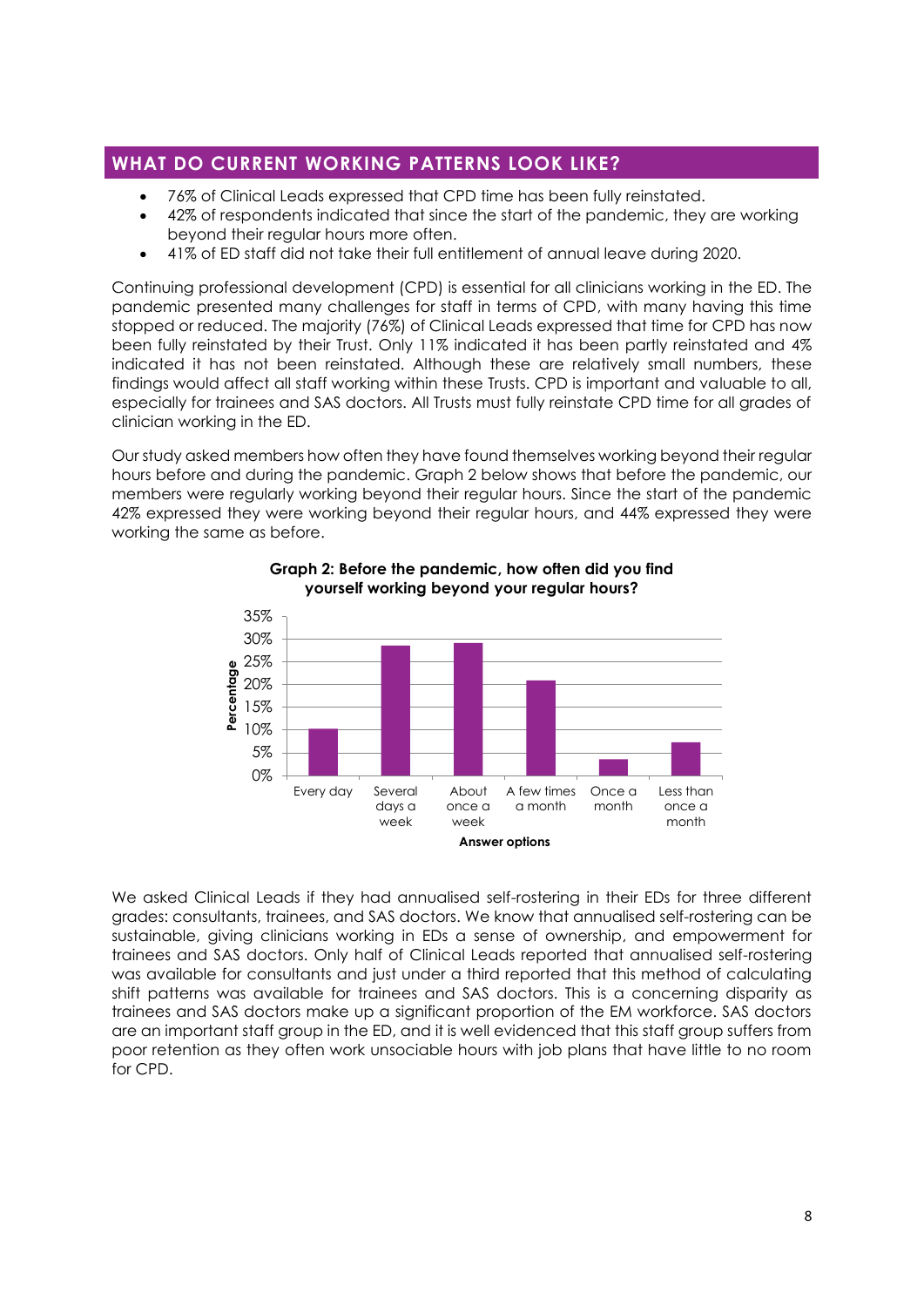## WHAT DO CURRENT WORKING PATTERNS LOOK LIKE?

- 76% of Clinical Leads expressed that CPD time has been fully reinstated.
- 42% of respondents indicated that since the start of the pandemic, they are working beyond their regular hours more often.
- 41% of ED staff did not take their full entitlement of annual leave during 2020.

Continuing professional development (CPD) is essential for all clinicians working in the ED. The pandemic presented many challenges for staff in terms of CPD, with many having this time stopped or reduced. The majority (76%) of Clinical Leads expressed that time for CPD has now been fully reinstated by their Trust. Only 11% indicated it has been partly reinstated and 4% indicated it has not been reinstated. Although these are relatively small numbers, these findings would affect all staff working within these Trusts. CPD is important and valuable to all, especially for trainees and SAS doctors. All Trusts must fully reinstate CPD time for all grades of clinician working in the ED.

Our study asked members how often they have found themselves working beyond their regular hours before and during the pandemic. Graph 2 below shows that before the pandemic, our members were regularly working beyond their regular hours. Since the start of the pandemic 42% expressed they were working beyond their regular hours, and 44% expressed they were working the same as before.

**Graph 2: Before the pandemic, how often did you find yourself working beyond your regular hours?**

| Answer options | Percentage (approx.) |
|---|---|
| Every day | 10% |
| Several days a week | 29% |
| About once a week | 29% |
| A few times a month | 21% |
| Once a month | 4% |
| Less than once a month | 7% |

We asked Clinical Leads if they had annualised self-rostering in their EDs for three different grades: consultants, trainees, and SAS doctors. We know that annualised self-rostering can be sustainable, giving clinicians working in EDs a sense of ownership, and empowerment for trainees and SAS doctors. Only half of Clinical Leads reported that annualised self-rostering was available for consultants and just under a third reported that this method of calculating shift patterns was available for trainees and SAS doctors. This is a concerning disparity as trainees and SAS doctors make up a significant proportion of the EM workforce. SAS doctors are an important staff group in the ED, and it is well evidenced that this staff group suffers from poor retention as they often work unsociable hours with job plans that have little to no room for CPD.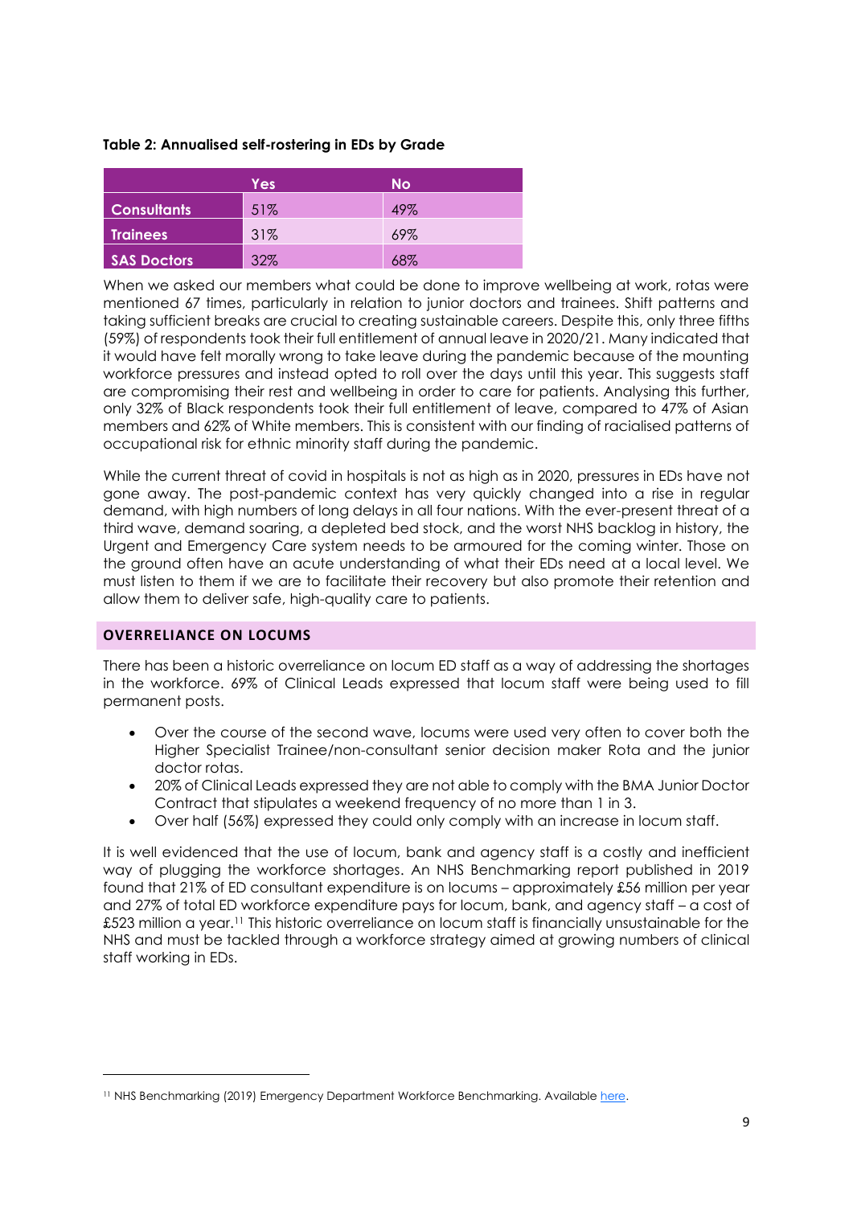**Table 2: Annualised self-rostering in EDs by Grade**

| | Yes | No |
|---|---|---|
| **Consultants** | 51% | 49% |
| **Trainees** | 31% | 69% |
| **SAS Doctors** | 32% | 68% |

When we asked our members what could be done to improve wellbeing at work, rotas were mentioned 67 times, particularly in relation to junior doctors and trainees. Shift patterns and taking sufficient breaks are crucial to creating sustainable careers. Despite this, only three fifths (59%) of respondents took their full entitlement of annual leave in 2020/21. Many indicated that it would have felt morally wrong to take leave during the pandemic because of the mounting workforce pressures and instead opted to roll over the days until this year. This suggests staff are compromising their rest and wellbeing in order to care for patients. Analysing this further, only 32% of Black respondents took their full entitlement of leave, compared to 47% of Asian members and 62% of White members. This is consistent with our finding of racialised patterns of occupational risk for ethnic minority staff during the pandemic.

While the current threat of covid in hospitals is not as high as in 2020, pressures in EDs have not gone away. The post-pandemic context has very quickly changed into a rise in regular demand, with high numbers of long delays in all four nations. With the ever-present threat of a third wave, demand soaring, a depleted bed stock, and the worst NHS backlog in history, the Urgent and Emergency Care system needs to be armoured for the coming winter. Those on the ground often have an acute understanding of what their EDs need at a local level. We must listen to them if we are to facilitate their recovery but also promote their retention and allow them to deliver safe, high-quality care to patients.

## OVERRELIANCE ON LOCUMS

There has been a historic overreliance on locum ED staff as a way of addressing the shortages in the workforce. 69% of Clinical Leads expressed that locum staff were being used to fill permanent posts.

- Over the course of the second wave, locums were used very often to cover both the Higher Specialist Trainee/non-consultant senior decision maker Rota and the junior doctor rotas.
- 20% of Clinical Leads expressed they are not able to comply with the BMA Junior Doctor Contract that stipulates a weekend frequency of no more than 1 in 3.
- Over half (56%) expressed they could only comply with an increase in locum staff.

It is well evidenced that the use of locum, bank and agency staff is a costly and inefficient way of plugging the workforce shortages. An NHS Benchmarking report published in 2019 found that 21% of ED consultant expenditure is on locums – approximately £56 million per year and 27% of total ED workforce expenditure pays for locum, bank, and agency staff – a cost of £523 million a year.[11] This historic overreliance on locum staff is financially unsustainable for the NHS and must be tackled through a workforce strategy aimed at growing numbers of clinical staff working in EDs.

[11] NHS Benchmarking (2019) Emergency Department Workforce Benchmarking. Available here.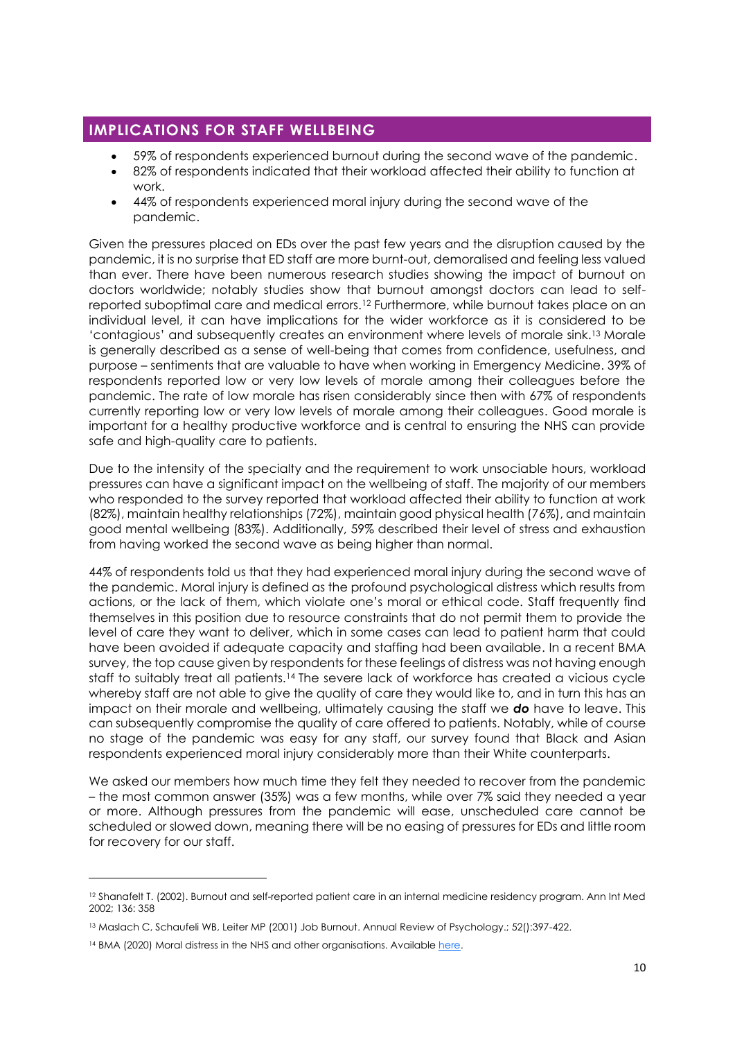## IMPLICATIONS FOR STAFF WELLBEING

- 59% of respondents experienced burnout during the second wave of the pandemic.
- 82% of respondents indicated that their workload affected their ability to function at work.
- 44% of respondents experienced moral injury during the second wave of the pandemic.

Given the pressures placed on EDs over the past few years and the disruption caused by the pandemic, it is no surprise that ED staff are more burnt-out, demoralised and feeling less valued than ever. There have been numerous research studies showing the impact of burnout on doctors worldwide; notably studies show that burnout amongst doctors can lead to self-reported suboptimal care and medical errors.[12] Furthermore, while burnout takes place on an individual level, it can have implications for the wider workforce as it is considered to be 'contagious' and subsequently creates an environment where levels of morale sink.[13] Morale is generally described as a sense of well-being that comes from confidence, usefulness, and purpose – sentiments that are valuable to have when working in Emergency Medicine. 39% of respondents reported low or very low levels of morale among their colleagues before the pandemic. The rate of low morale has risen considerably since then with 67% of respondents currently reporting low or very low levels of morale among their colleagues. Good morale is important for a healthy productive workforce and is central to ensuring the NHS can provide safe and high-quality care to patients.

Due to the intensity of the specialty and the requirement to work unsociable hours, workload pressures can have a significant impact on the wellbeing of staff. The majority of our members who responded to the survey reported that workload affected their ability to function at work (82%), maintain healthy relationships (72%), maintain good physical health (76%), and maintain good mental wellbeing (83%). Additionally, 59% described their level of stress and exhaustion from having worked the second wave as being higher than normal.

44% of respondents told us that they had experienced moral injury during the second wave of the pandemic. Moral injury is defined as the profound psychological distress which results from actions, or the lack of them, which violate one's moral or ethical code. Staff frequently find themselves in this position due to resource constraints that do not permit them to provide the level of care they want to deliver, which in some cases can lead to patient harm that could have been avoided if adequate capacity and staffing had been available. In a recent BMA survey, the top cause given by respondents for these feelings of distress was not having enough staff to suitably treat all patients.[14] The severe lack of workforce has created a vicious cycle whereby staff are not able to give the quality of care they would like to, and in turn this has an impact on their morale and wellbeing, ultimately causing the staff we ***do*** have to leave. This can subsequently compromise the quality of care offered to patients. Notably, while of course no stage of the pandemic was easy for any staff, our survey found that Black and Asian respondents experienced moral injury considerably more than their White counterparts.

We asked our members how much time they felt they needed to recover from the pandemic – the most common answer (35%) was a few months, while over 7% said they needed a year or more. Although pressures from the pandemic will ease, unscheduled care cannot be scheduled or slowed down, meaning there will be no easing of pressures for EDs and little room for recovery for our staff.

---

[12] Shanafelt T. (2002). Burnout and self-reported patient care in an internal medicine residency program. Ann Int Med 2002; 136: 358

[13] Maslach C, Schaufeli WB, Leiter MP (2001) Job Burnout. Annual Review of Psychology.; 52():397-422.

[14] BMA (2020) Moral distress in the NHS and other organisations. Available here.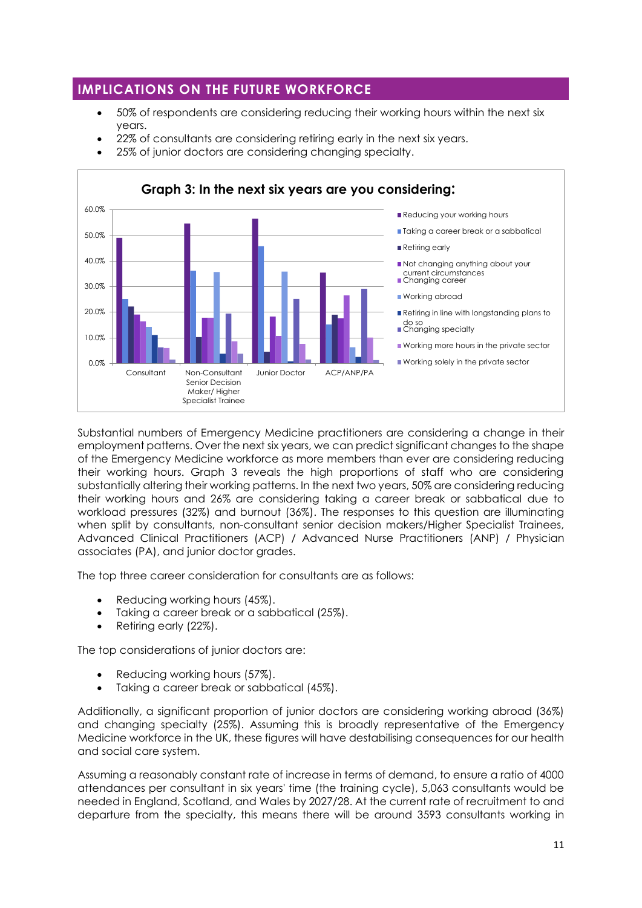## IMPLICATIONS ON THE FUTURE WORKFORCE

- 50% of respondents are considering reducing their working hours within the next six years.
- 22% of consultants are considering retiring early in the next six years.
- 25% of junior doctors are considering changing specialty.

**Graph 3: In the next six years are you considering:**

Substantial numbers of Emergency Medicine practitioners are considering a change in their employment patterns. Over the next six years, we can predict significant changes to the shape of the Emergency Medicine workforce as more members than ever are considering reducing their working hours. Graph 3 reveals the high proportions of staff who are considering substantially altering their working patterns. In the next two years, 50% are considering reducing their working hours and 26% are considering taking a career break or sabbatical due to workload pressures (32%) and burnout (36%). The responses to this question are illuminating when split by consultants, non-consultant senior decision makers/Higher Specialist Trainees, Advanced Clinical Practitioners (ACP) / Advanced Nurse Practitioners (ANP) / Physician associates (PA), and junior doctor grades.

The top three career consideration for consultants are as follows:

- Reducing working hours (45%).
- Taking a career break or a sabbatical (25%).
- Retiring early (22%).

The top considerations of junior doctors are:

- Reducing working hours (57%).
- Taking a career break or sabbatical (45%).

Additionally, a significant proportion of junior doctors are considering working abroad (36%) and changing specialty (25%). Assuming this is broadly representative of the Emergency Medicine workforce in the UK, these figures will have destabilising consequences for our health and social care system.

Assuming a reasonably constant rate of increase in terms of demand, to ensure a ratio of 4000 attendances per consultant in six years' time (the training cycle), 5,063 consultants would be needed in England, Scotland, and Wales by 2027/28. At the current rate of recruitment to and departure from the specialty, this means there will be around 3593 consultants working in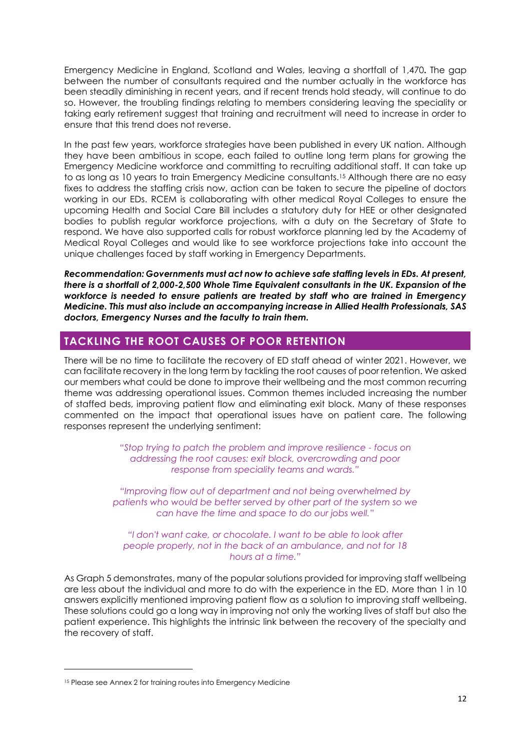Emergency Medicine in England, Scotland and Wales, leaving a shortfall of 1,470**.** The gap between the number of consultants required and the number actually in the workforce has been steadily diminishing in recent years, and if recent trends hold steady, will continue to do so. However, the troubling findings relating to members considering leaving the speciality or taking early retirement suggest that training and recruitment will need to increase in order to ensure that this trend does not reverse.

In the past few years, workforce strategies have been published in every UK nation. Although they have been ambitious in scope, each failed to outline long term plans for growing the Emergency Medicine workforce and committing to recruiting additional staff. It can take up to as long as 10 years to train Emergency Medicine consultants.[15] Although there are no easy fixes to address the staffing crisis now, action can be taken to secure the pipeline of doctors working in our EDs. RCEM is collaborating with other medical Royal Colleges to ensure the upcoming Health and Social Care Bill includes a statutory duty for HEE or other designated bodies to publish regular workforce projections, with a duty on the Secretary of State to respond. We have also supported calls for robust workforce planning led by the Academy of Medical Royal Colleges and would like to see workforce projections take into account the unique challenges faced by staff working in Emergency Departments.

***Recommendation: Governments must act now to achieve safe staffing levels in EDs. At present, there is a shortfall of 2,000-2,500 Whole Time Equivalent consultants in the UK. Expansion of the workforce is needed to ensure patients are treated by staff who are trained in Emergency Medicine. This must also include an accompanying increase in Allied Health Professionals, SAS doctors, Emergency Nurses and the faculty to train them.***

## TACKLING THE ROOT CAUSES OF POOR RETENTION

There will be no time to facilitate the recovery of ED staff ahead of winter 2021. However, we can facilitate recovery in the long term by tackling the root causes of poor retention. We asked our members what could be done to improve their wellbeing and the most common recurring theme was addressing operational issues. Common themes included increasing the number of staffed beds, improving patient flow and eliminating exit block. Many of these responses commented on the impact that operational issues have on patient care. The following responses represent the underlying sentiment:

*"Stop trying to patch the problem and improve resilience - focus on addressing the root causes: exit block, overcrowding and poor response from speciality teams and wards."*

*"Improving flow out of department and not being overwhelmed by patients who would be better served by other part of the system so we can have the time and space to do our jobs well."*

*"I don't want cake, or chocolate. I want to be able to look after people properly, not in the back of an ambulance, and not for 18 hours at a time."*

As Graph 5 demonstrates, many of the popular solutions provided for improving staff wellbeing are less about the individual and more to do with the experience in the ED. More than 1 in 10 answers explicitly mentioned improving patient flow as a solution to improving staff wellbeing. These solutions could go a long way in improving not only the working lives of staff but also the patient experience. This highlights the intrinsic link between the recovery of the specialty and the recovery of staff.

---

[15] Please see Annex 2 for training routes into Emergency Medicine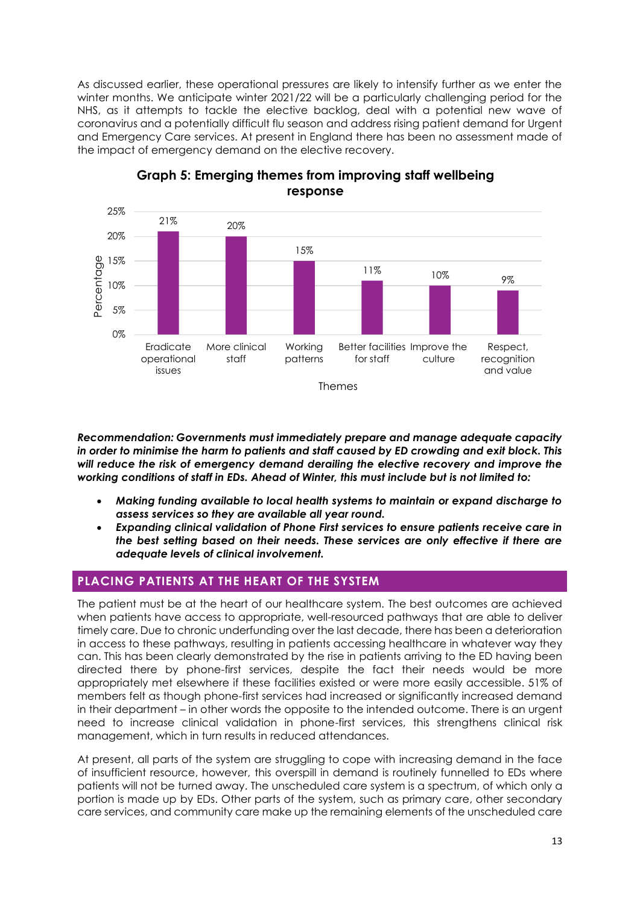As discussed earlier, these operational pressures are likely to intensify further as we enter the winter months. We anticipate winter 2021/22 will be a particularly challenging period for the NHS, as it attempts to tackle the elective backlog, deal with a potential new wave of coronavirus and a potentially difficult flu season and address rising patient demand for Urgent and Emergency Care services. At present in England there has been no assessment made of the impact of emergency demand on the elective recovery.

**Graph 5: Emerging themes from improving staff wellbeing response**

| Themes | Percentage |
|---|---|
| Eradicate operational issues | 21% |
| More clinical staff | 20% |
| Working patterns | 15% |
| Better facilities for staff | 11% |
| Improve the culture | 10% |
| Respect, recognition and value | 9% |

***Recommendation: Governments must immediately prepare and manage adequate capacity in order to minimise the harm to patients and staff caused by ED crowding and exit block. This will reduce the risk of emergency demand derailing the elective recovery and improve the working conditions of staff in EDs. Ahead of Winter, this must include but is not limited to:***

- ***Making funding available to local health systems to maintain or expand discharge to assess services so they are available all year round.***
- ***Expanding clinical validation of Phone First services to ensure patients receive care in the best setting based on their needs. These services are only effective if there are adequate levels of clinical involvement.***

## PLACING PATIENTS AT THE HEART OF THE SYSTEM

The patient must be at the heart of our healthcare system. The best outcomes are achieved when patients have access to appropriate, well-resourced pathways that are able to deliver timely care. Due to chronic underfunding over the last decade, there has been a deterioration in access to these pathways, resulting in patients accessing healthcare in whatever way they can. This has been clearly demonstrated by the rise in patients arriving to the ED having been directed there by phone-first services, despite the fact their needs would be more appropriately met elsewhere if these facilities existed or were more easily accessible. 51% of members felt as though phone-first services had increased or significantly increased demand in their department – in other words the opposite to the intended outcome. There is an urgent need to increase clinical validation in phone-first services, this strengthens clinical risk management, which in turn results in reduced attendances.

At present, all parts of the system are struggling to cope with increasing demand in the face of insufficient resource, however, this overspill in demand is routinely funnelled to EDs where patients will not be turned away. The unscheduled care system is a spectrum, of which only a portion is made up by EDs. Other parts of the system, such as primary care, other secondary care services, and community care make up the remaining elements of the unscheduled care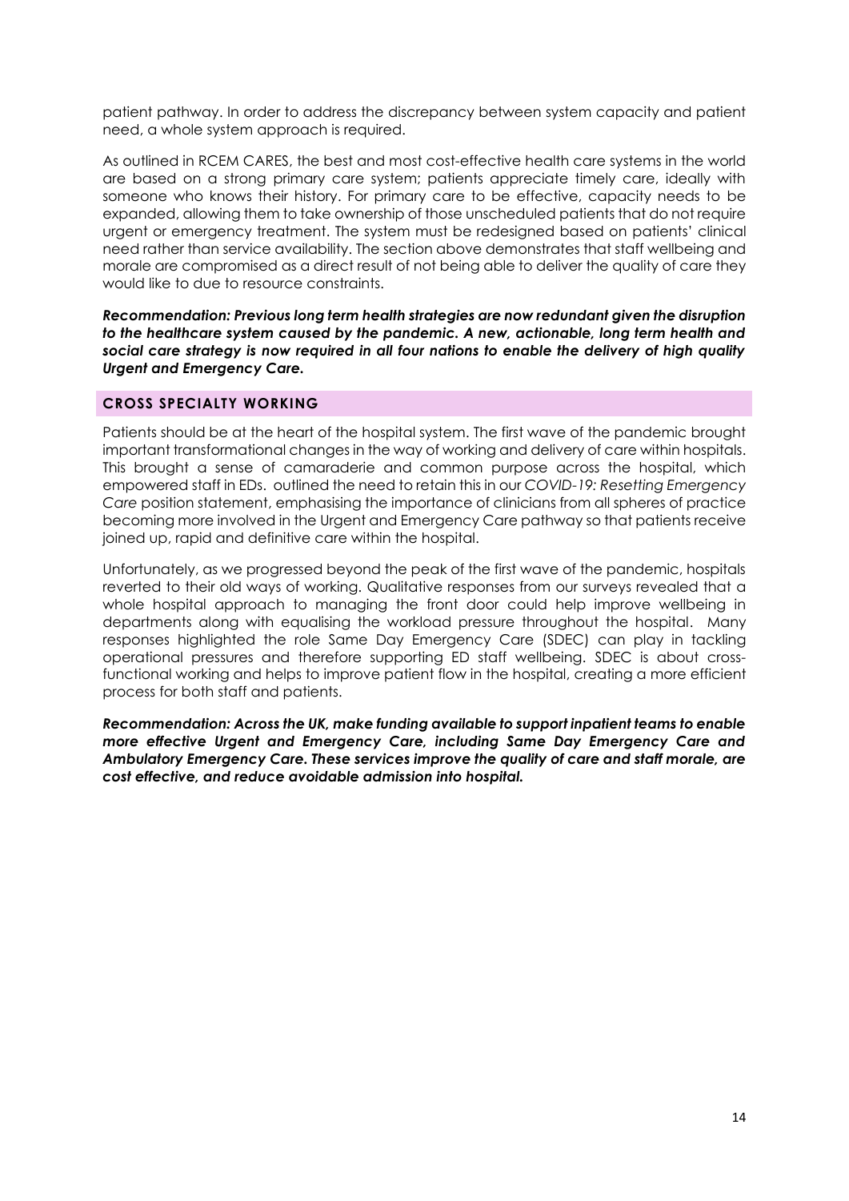patient pathway. In order to address the discrepancy between system capacity and patient need, a whole system approach is required.

As outlined in RCEM CARES, the best and most cost-effective health care systems in the world are based on a strong primary care system; patients appreciate timely care, ideally with someone who knows their history. For primary care to be effective, capacity needs to be expanded, allowing them to take ownership of those unscheduled patients that do not require urgent or emergency treatment. The system must be redesigned based on patients' clinical need rather than service availability. The section above demonstrates that staff wellbeing and morale are compromised as a direct result of not being able to deliver the quality of care they would like to due to resource constraints.

***Recommendation: Previous long term health strategies are now redundant given the disruption to the healthcare system caused by the pandemic. A new, actionable, long term health and social care strategy is now required in all four nations to enable the delivery of high quality Urgent and Emergency Care.***

## CROSS SPECIALTY WORKING

Patients should be at the heart of the hospital system. The first wave of the pandemic brought important transformational changes in the way of working and delivery of care within hospitals. This brought a sense of camaraderie and common purpose across the hospital, which empowered staff in EDs. outlined the need to retain this in our *COVID-19: Resetting Emergency Care* position statement, emphasising the importance of clinicians from all spheres of practice becoming more involved in the Urgent and Emergency Care pathway so that patients receive joined up, rapid and definitive care within the hospital.

Unfortunately, as we progressed beyond the peak of the first wave of the pandemic, hospitals reverted to their old ways of working. Qualitative responses from our surveys revealed that a whole hospital approach to managing the front door could help improve wellbeing in departments along with equalising the workload pressure throughout the hospital. Many responses highlighted the role Same Day Emergency Care (SDEC) can play in tackling operational pressures and therefore supporting ED staff wellbeing. SDEC is about cross-functional working and helps to improve patient flow in the hospital, creating a more efficient process for both staff and patients.

***Recommendation: Across the UK, make funding available to support inpatient teams to enable more effective Urgent and Emergency Care, including Same Day Emergency Care and Ambulatory Emergency Care. These services improve the quality of care and staff morale, are cost effective, and reduce avoidable admission into hospital.***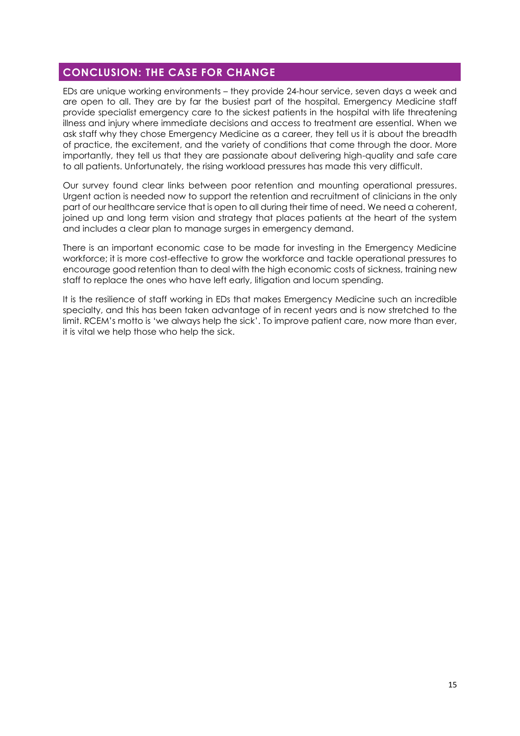## CONCLUSION: THE CASE FOR CHANGE

EDs are unique working environments – they provide 24-hour service, seven days a week and are open to all. They are by far the busiest part of the hospital. Emergency Medicine staff provide specialist emergency care to the sickest patients in the hospital with life threatening illness and injury where immediate decisions and access to treatment are essential. When we ask staff why they chose Emergency Medicine as a career, they tell us it is about the breadth of practice, the excitement, and the variety of conditions that come through the door. More importantly, they tell us that they are passionate about delivering high-quality and safe care to all patients. Unfortunately, the rising workload pressures has made this very difficult.

Our survey found clear links between poor retention and mounting operational pressures. Urgent action is needed now to support the retention and recruitment of clinicians in the only part of our healthcare service that is open to all during their time of need. We need a coherent, joined up and long term vision and strategy that places patients at the heart of the system and includes a clear plan to manage surges in emergency demand.

There is an important economic case to be made for investing in the Emergency Medicine workforce; it is more cost-effective to grow the workforce and tackle operational pressures to encourage good retention than to deal with the high economic costs of sickness, training new staff to replace the ones who have left early, litigation and locum spending.

It is the resilience of staff working in EDs that makes Emergency Medicine such an incredible specialty, and this has been taken advantage of in recent years and is now stretched to the limit. RCEM's motto is 'we always help the sick'. To improve patient care, now more than ever, it is vital we help those who help the sick.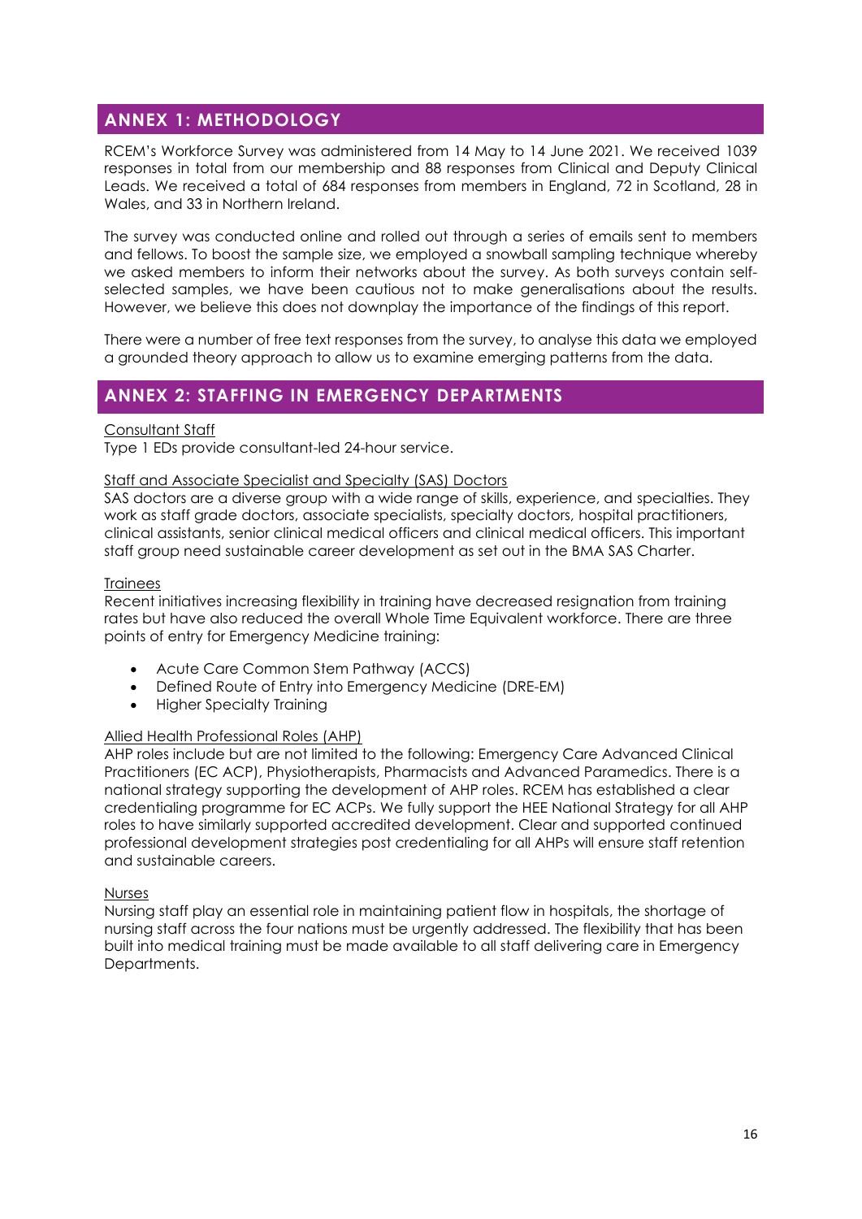## ANNEX 1: METHODOLOGY

RCEM's Workforce Survey was administered from 14 May to 14 June 2021. We received 1039 responses in total from our membership and 88 responses from Clinical and Deputy Clinical Leads. We received a total of 684 responses from members in England, 72 in Scotland, 28 in Wales, and 33 in Northern Ireland.

The survey was conducted online and rolled out through a series of emails sent to members and fellows. To boost the sample size, we employed a snowball sampling technique whereby we asked members to inform their networks about the survey. As both surveys contain self-selected samples, we have been cautious not to make generalisations about the results. However, we believe this does not downplay the importance of the findings of this report.

There were a number of free text responses from the survey, to analyse this data we employed a grounded theory approach to allow us to examine emerging patterns from the data.

## ANNEX 2: STAFFING IN EMERGENCY DEPARTMENTS

<u>Consultant Staff</u>

Type 1 EDs provide consultant-led 24-hour service.

<u>Staff and Associate Specialist and Specialty (SAS) Doctors</u>

SAS doctors are a diverse group with a wide range of skills, experience, and specialties. They work as staff grade doctors, associate specialists, specialty doctors, hospital practitioners, clinical assistants, senior clinical medical officers and clinical medical officers. This important staff group need sustainable career development as set out in the BMA SAS Charter.

<u>Trainees</u>

Recent initiatives increasing flexibility in training have decreased resignation from training rates but have also reduced the overall Whole Time Equivalent workforce. There are three points of entry for Emergency Medicine training:

- Acute Care Common Stem Pathway (ACCS)
- Defined Route of Entry into Emergency Medicine (DRE-EM)
- Higher Specialty Training

<u>Allied Health Professional Roles (AHP)</u>

AHP roles include but are not limited to the following: Emergency Care Advanced Clinical Practitioners (EC ACP), Physiotherapists, Pharmacists and Advanced Paramedics. There is a national strategy supporting the development of AHP roles. RCEM has established a clear credentialing programme for EC ACPs. We fully support the HEE National Strategy for all AHP roles to have similarly supported accredited development. Clear and supported continued professional development strategies post credentialing for all AHPs will ensure staff retention and sustainable careers.

<u>Nurses</u>

Nursing staff play an essential role in maintaining patient flow in hospitals, the shortage of nursing staff across the four nations must be urgently addressed. The flexibility that has been built into medical training must be made available to all staff delivering care in Emergency Departments.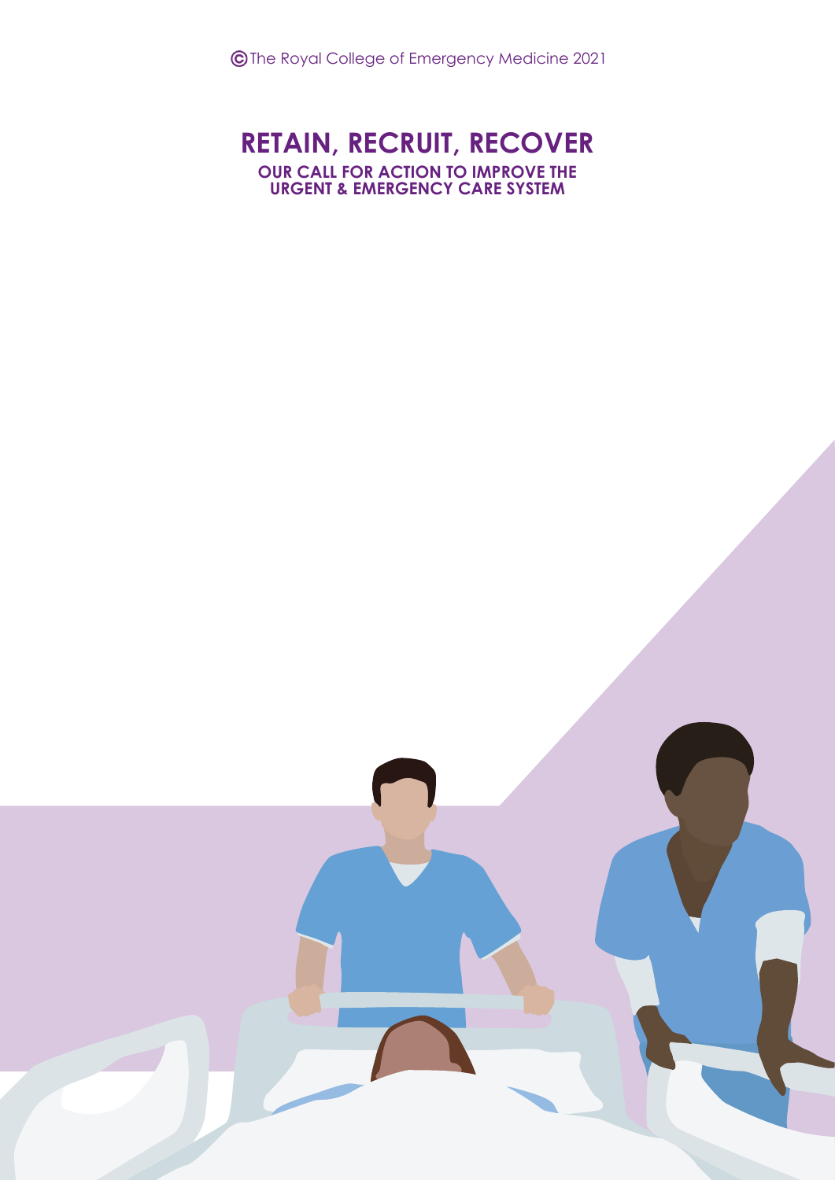©The Royal College of Emergency Medicine 2021

# RETAIN, RECRUIT, RECOVER

**OUR CALL FOR ACTION TO IMPROVE THE URGENT & EMERGENCY CARE SYSTEM**